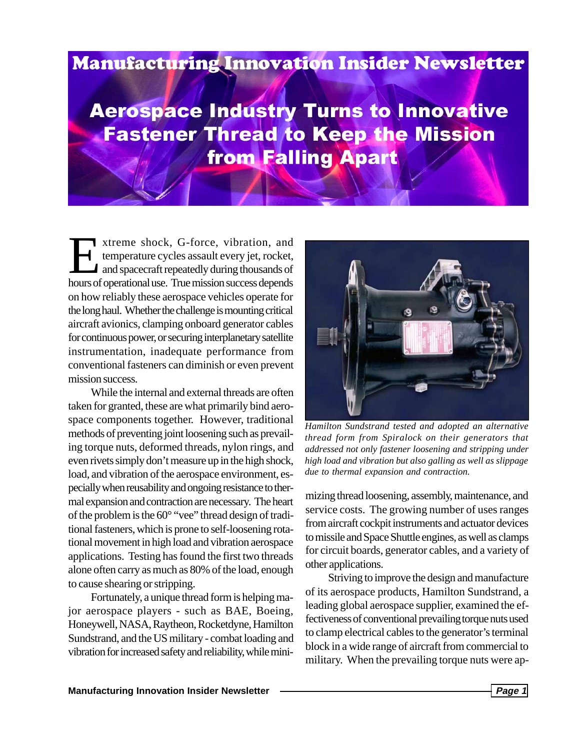# Manufacturing Innovation Insider Newsletter

## Aerospace Industry Turns to Innovative Fastener Thread to Keep the Mission from Falling Apart

Extreme shock, G-force, vibration, and temperature cycles assault every jet, rocket, and spacecraft repeatedly during thousands of hours of operational use. True mission success depends on how reliably these aerospace vehicles operate for the long haul. Whether the challenge is mounting critical aircraft avionics, clamping onboard generator cables for continuous power, or securing interplanetary satellite instrumentation, inadequate performance from conventional fasteners can diminish or even prevent mission success.

While the internal and external threads are often taken for granted, these are what primarily bind aerospace components together. However, traditional methods of preventing joint loosening such as prevailing torque nuts, deformed threads, nylon rings, and even rivets simply don't measure up in the high shock, load, and vibration of the aerospace environment, especially when reusability and ongoing resistance to thermal expansion and contraction are necessary. The heart of the problem is the 60° "vee" thread design of traditional fasteners, which is prone to self-loosening rotational movement in high load and vibration aerospace applications. Testing has found the first two threads alone often carry as much as 80% of the load, enough to cause shearing or stripping.

Fortunately, a unique thread form is helping major aerospace players - such as BAE, Boeing, Honeywell, NASA, Raytheon, Rocketdyne, Hamilton Sundstrand, and the US military - combat loading and vibration for increased safety and reliability, while minimizing thread loosening, assembly, maintenance, and service costs. The growing number of uses ranges from aircraft cockpit instruments and actuator devices to missile and Space Shuttle engines, as well as clamps for circuit boards, generator cables, and a variety of other applications.

*Hamilton Sundstrand tested and adopted an alternative thread form from Spiralock on their generators that addressed not only fastener loosening and stripping under high load and vibration but also galling as well as slippage due to thermal expansion and contraction.*

Striving to improve the design and manufacture of its aerospace products, Hamilton Sundstrand, a leading global aerospace supplier, examined the effectiveness of conventional prevailing torque nuts used to clamp electrical cables to the generator's terminal block in a wide range of aircraft from commercial to military. When the prevailing torque nuts were ap-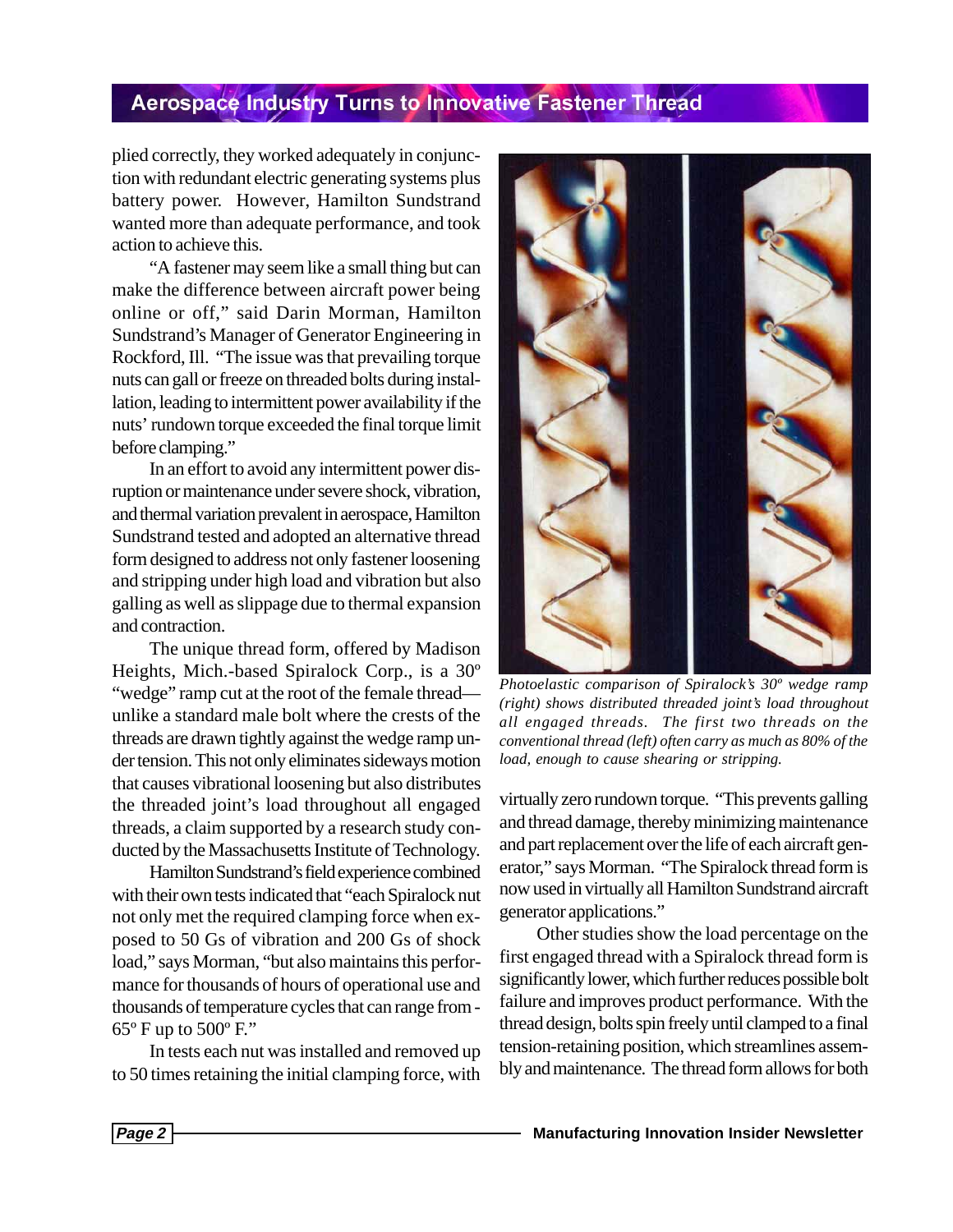plied correctly, they worked adequately in conjunction with redundant electric generating systems plus battery power. However, Hamilton Sundstrand wanted more than adequate performance, and took action to achieve this.

"A fastener may seem like a small thing but can make the difference between aircraft power being online or off," said Darin Morman, Hamilton Sundstrand's Manager of Generator Engineering in Rockford, Ill. "The issue was that prevailing torque nuts can gall or freeze on threaded bolts during installation, leading to intermittent power availability if the nuts' rundown torque exceeded the final torque limit before clamping."

In an effort to avoid any intermittent power disruption or maintenance under severe shock, vibration, and thermal variation prevalent in aerospace, Hamilton Sundstrand tested and adopted an alternative thread form designed to address not only fastener loosening and stripping under high load and vibration but also galling as well as slippage due to thermal expansion and contraction.

The unique thread form, offered by Madison Heights, Mich.-based Spiralock Corp., is a 30º "wedge" ramp cut at the root of the female thread—unlike a standard male bolt where the crests of the threads are drawn tightly against the wedge ramp under tension. This not only eliminates sideways motion that causes vibrational loosening but also distributes the threaded joint's load throughout all engaged threads, a claim supported by a research study conducted by the Massachusetts Institute of Technology.

Hamilton Sundstrand's field experience combined with their own tests indicated that "each Spiralock nut not only met the required clamping force when exposed to 50 Gs of vibration and 200 Gs of shock load," says Morman, "but also maintains this performance for thousands of hours of operational use and thousands of temperature cycles that can range from -65º F up to 500º F."

In tests each nut was installed and removed up to 50 times retaining the initial clamping force, with virtually zero rundown torque. "This prevents galling and thread damage, thereby minimizing maintenance and part replacement over the life of each aircraft generator," says Morman. "The Spiralock thread form is now used in virtually all Hamilton Sundstrand aircraft generator applications."

*Photoelastic comparison of Spiralock's 30º wedge ramp (right) shows distributed threaded joint's load throughout all engaged threads. The first two threads on the conventional thread (left) often carry as much as 80% of the load, enough to cause shearing or stripping.*

Other studies show the load percentage on the first engaged thread with a Spiralock thread form is significantly lower, which further reduces possible bolt failure and improves product performance. With the thread design, bolts spin freely until clamped to a final tension-retaining position, which streamlines assembly and maintenance. The thread form allows for both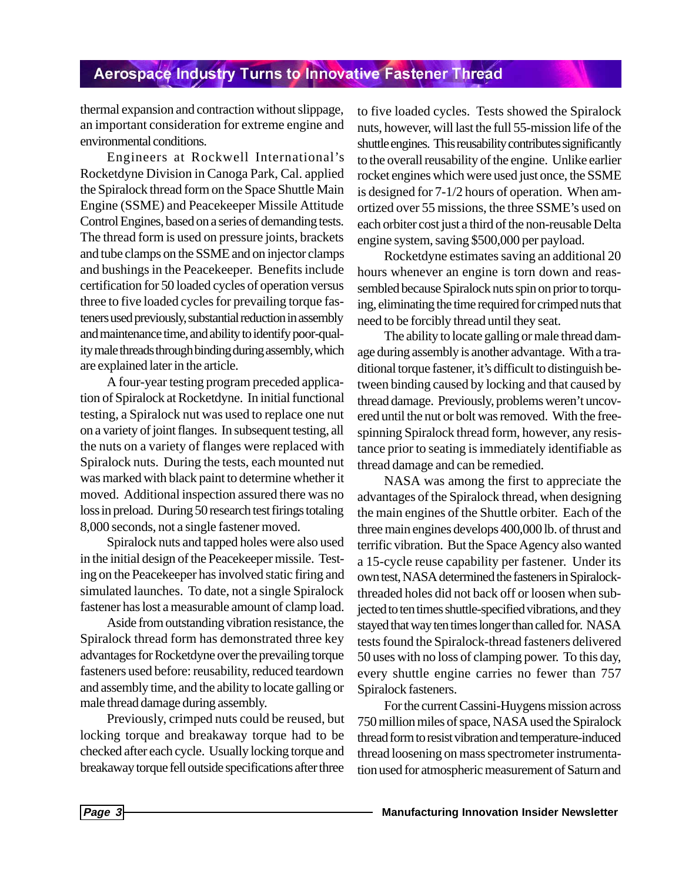thermal expansion and contraction without slippage, an important consideration for extreme engine and environmental conditions.

Engineers at Rockwell International's Rocketdyne Division in Canoga Park, Cal. applied the Spiralock thread form on the Space Shuttle Main Engine (SSME) and Peacekeeper Missile Attitude Control Engines, based on a series of demanding tests. The thread form is used on pressure joints, brackets and tube clamps on the SSME and on injector clamps and bushings in the Peacekeeper. Benefits include certification for 50 loaded cycles of operation versus three to five loaded cycles for prevailing torque fasteners used previously, substantial reduction in assembly and maintenance time, and ability to identify poor-quality male threads through binding during assembly, which are explained later in the article.

A four-year testing program preceded application of Spiralock at Rocketdyne. In initial functional testing, a Spiralock nut was used to replace one nut on a variety of joint flanges. In subsequent testing, all the nuts on a variety of flanges were replaced with Spiralock nuts. During the tests, each mounted nut was marked with black paint to determine whether it moved. Additional inspection assured there was no loss in preload. During 50 research test firings totaling 8,000 seconds, not a single fastener moved.

Spiralock nuts and tapped holes were also used in the initial design of the Peacekeeper missile. Testing on the Peacekeeper has involved static firing and simulated launches. To date, not a single Spiralock fastener has lost a measurable amount of clamp load.

Aside from outstanding vibration resistance, the Spiralock thread form has demonstrated three key advantages for Rocketdyne over the prevailing torque fasteners used before: reusability, reduced teardown and assembly time, and the ability to locate galling or male thread damage during assembly.

Previously, crimped nuts could be reused, but locking torque and breakaway torque had to be checked after each cycle. Usually locking torque and breakaway torque fell outside specifications after three to five loaded cycles. Tests showed the Spiralock nuts, however, will last the full 55-mission life of the shuttle engines. This reusability contributes significantly to the overall reusability of the engine. Unlike earlier rocket engines which were used just once, the SSME is designed for 7-1/2 hours of operation. When amortized over 55 missions, the three SSME's used on each orbiter cost just a third of the non-reusable Delta engine system, saving $500,000 per payload.

Rocketdyne estimates saving an additional 20 hours whenever an engine is torn down and reassembled because Spiralock nuts spin on prior to torquing, eliminating the time required for crimped nuts that need to be forcibly thread until they seat.

The ability to locate galling or male thread damage during assembly is another advantage. With a traditional torque fastener, it's difficult to distinguish between binding caused by locking and that caused by thread damage. Previously, problems weren't uncovered until the nut or bolt was removed. With the free-spinning Spiralock thread form, however, any resistance prior to seating is immediately identifiable as thread damage and can be remedied.

NASA was among the first to appreciate the advantages of the Spiralock thread, when designing the main engines of the Shuttle orbiter. Each of the three main engines develops 400,000 lb. of thrust and terrific vibration. But the Space Agency also wanted a 15-cycle reuse capability per fastener. Under its own test, NASA determined the fasteners in Spiralock-threaded holes did not back off or loosen when subjected to ten times shuttle-specified vibrations, and they stayed that way ten times longer than called for. NASA tests found the Spiralock-thread fasteners delivered 50 uses with no loss of clamping power. To this day, every shuttle engine carries no fewer than 757 Spiralock fasteners.

For the current Cassini-Huygens mission across 750 million miles of space, NASA used the Spiralock thread form to resist vibration and temperature-induced thread loosening on mass spectrometer instrumentation used for atmospheric measurement of Saturn and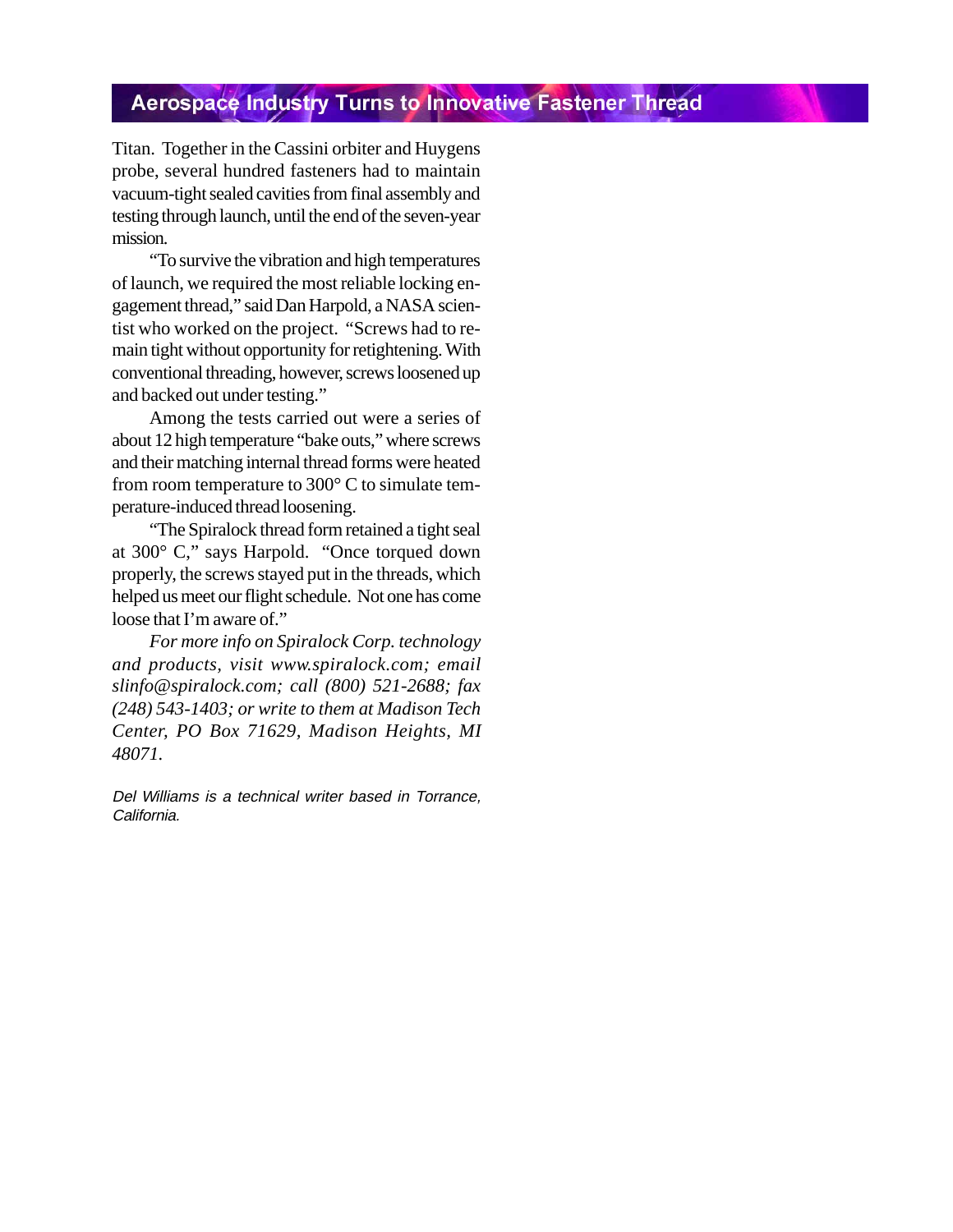Titan. Together in the Cassini orbiter and Huygens probe, several hundred fasteners had to maintain vacuum-tight sealed cavities from final assembly and testing through launch, until the end of the seven-year mission.

"To survive the vibration and high temperatures of launch, we required the most reliable locking engagement thread," said Dan Harpold, a NASA scientist who worked on the project. "Screws had to remain tight without opportunity for retightening. With conventional threading, however, screws loosened up and backed out under testing."

Among the tests carried out were a series of about 12 high temperature "bake outs," where screws and their matching internal thread forms were heated from room temperature to 300° C to simulate temperature-induced thread loosening.

"The Spiralock thread form retained a tight seal at 300° C," says Harpold. "Once torqued down properly, the screws stayed put in the threads, which helped us meet our flight schedule. Not one has come loose that I'm aware of."

*For more info on Spiralock Corp. technology and products, visit www.spiralock.com; email slinfo@spiralock.com; call (800) 521-2688; fax (248) 543-1403; or write to them at Madison Tech Center, PO Box 71629, Madison Heights, MI 48071.*

*Del Williams is a technical writer based in Torrance, California.*